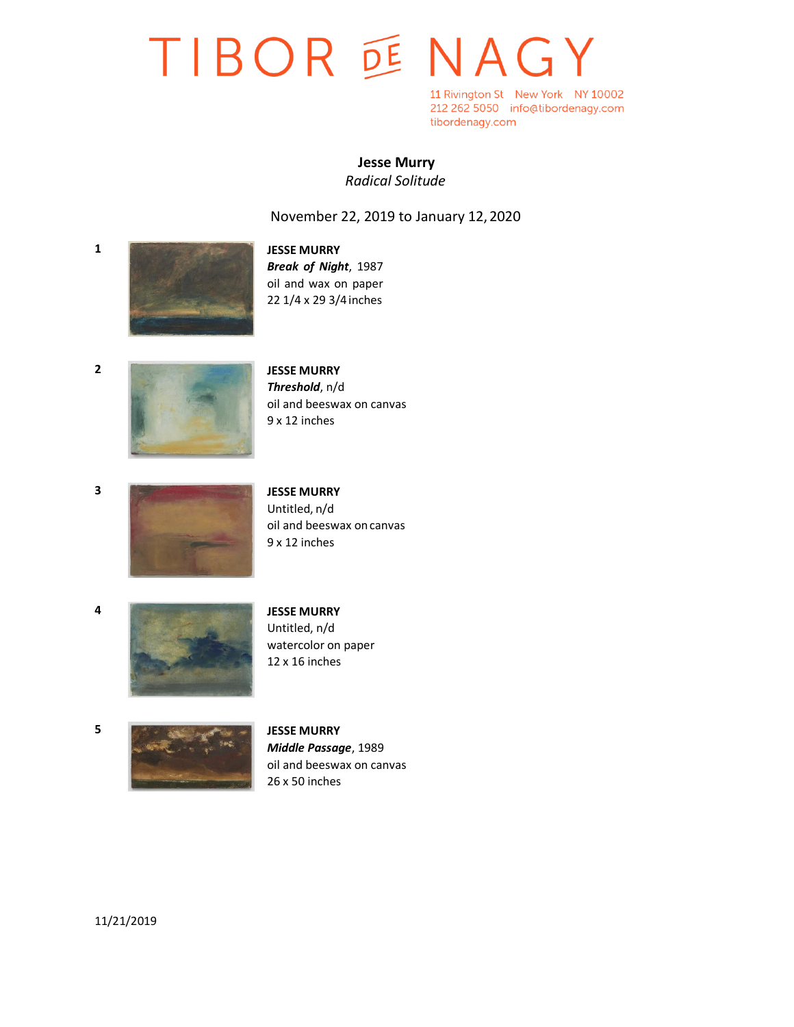# TIBOR DE NAGY

11 Rivington St New York NY 10002
212 262 5050 info@tibordenagy.com
tibordenagy.com

**Jesse Murry**
*Radical Solitude*

November 22, 2019 to January 12, 2020

1

**JESSE MURRY**
***Break of Night***, 1987
oil and wax on paper
22 1/4 x 29 3/4 inches

2

**JESSE MURRY**
***Threshold***, n/d
oil and beeswax on canvas
9 x 12 inches

3

**JESSE MURRY**
Untitled, n/d
oil and beeswax on canvas
9 x 12 inches

4

**JESSE MURRY**
Untitled, n/d
watercolor on paper
12 x 16 inches

5

**JESSE MURRY**
***Middle Passage***, 1989
oil and beeswax on canvas
26 x 50 inches

11/21/2019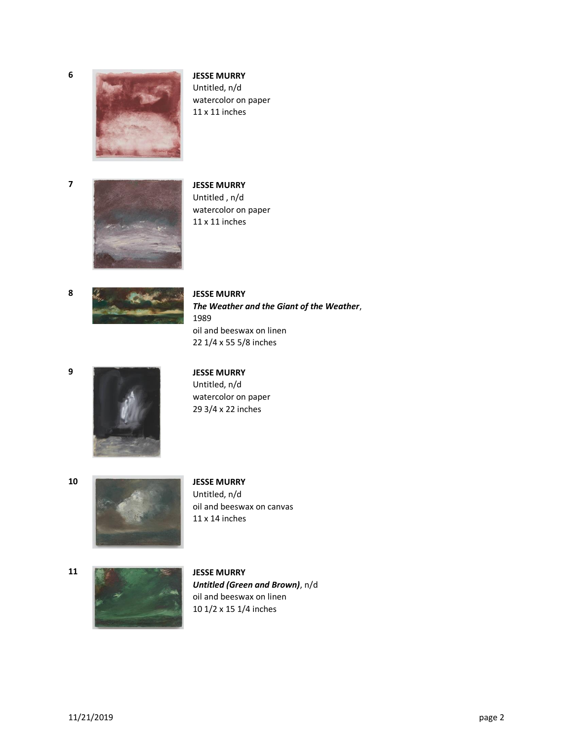**6**

**JESSE MURRY**
Untitled, n/d
watercolor on paper
11 x 11 inches

**7**

**JESSE MURRY**
Untitled , n/d
watercolor on paper
11 x 11 inches

**8**

**JESSE MURRY**
***The Weather and the Giant of the Weather***,
1989
oil and beeswax on linen
22 1/4 x 55 5/8 inches

**9**

**JESSE MURRY**
Untitled, n/d
watercolor on paper
29 3/4 x 22 inches

**10**

**JESSE MURRY**
Untitled, n/d
oil and beeswax on canvas
11 x 14 inches

**11**

**JESSE MURRY**
***Untitled (Green and Brown)***, n/d
oil and beeswax on linen
10 1/2 x 15 1/4 inches

11/21/2019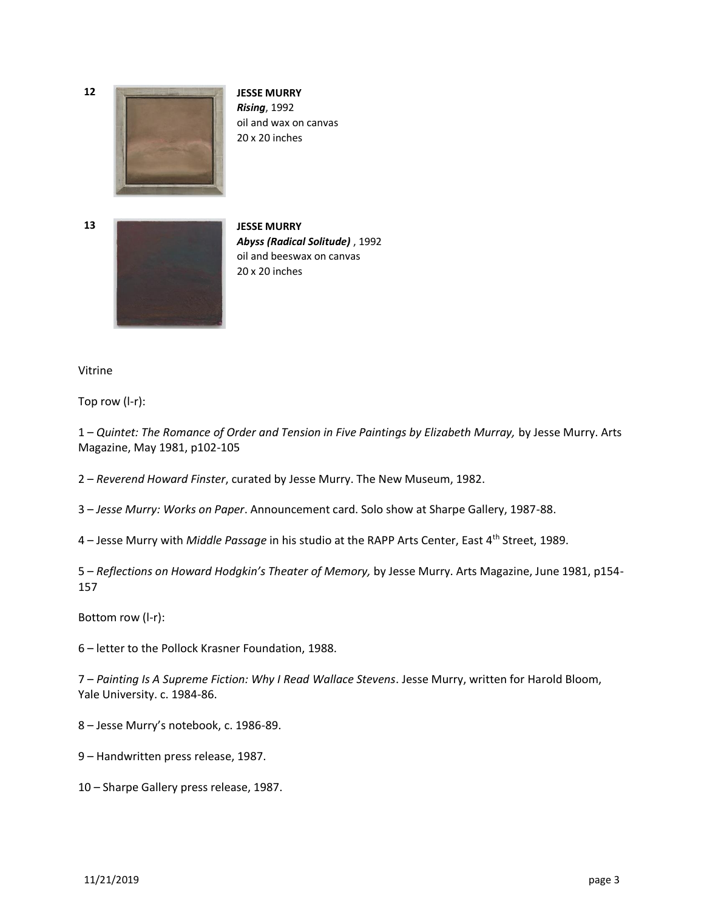12

**JESSE MURRY**
***Rising***, 1992
oil and wax on canvas
20 x 20 inches

13

**JESSE MURRY**
***Abyss (Radical Solitude)*** , 1992
oil and beeswax on canvas
20 x 20 inches

Vitrine

Top row (l-r):

1 – *Quintet: The Romance of Order and Tension in Five Paintings by Elizabeth Murray,* by Jesse Murry. Arts Magazine, May 1981, p102-105

2 – *Reverend Howard Finster*, curated by Jesse Murry. The New Museum, 1982.

3 – *Jesse Murry: Works on Paper*. Announcement card. Solo show at Sharpe Gallery, 1987-88.

4 – Jesse Murry with *Middle Passage* in his studio at the RAPP Arts Center, East 4th Street, 1989.

5 – *Reflections on Howard Hodgkin's Theater of Memory,* by Jesse Murry. Arts Magazine, June 1981, p154-157

Bottom row (l-r):

6 – letter to the Pollock Krasner Foundation, 1988.

7 – *Painting Is A Supreme Fiction: Why I Read Wallace Stevens*. Jesse Murry, written for Harold Bloom, Yale University. c. 1984-86.

8 – Jesse Murry's notebook, c. 1986-89.

9 – Handwritten press release, 1987.

10 – Sharpe Gallery press release, 1987.